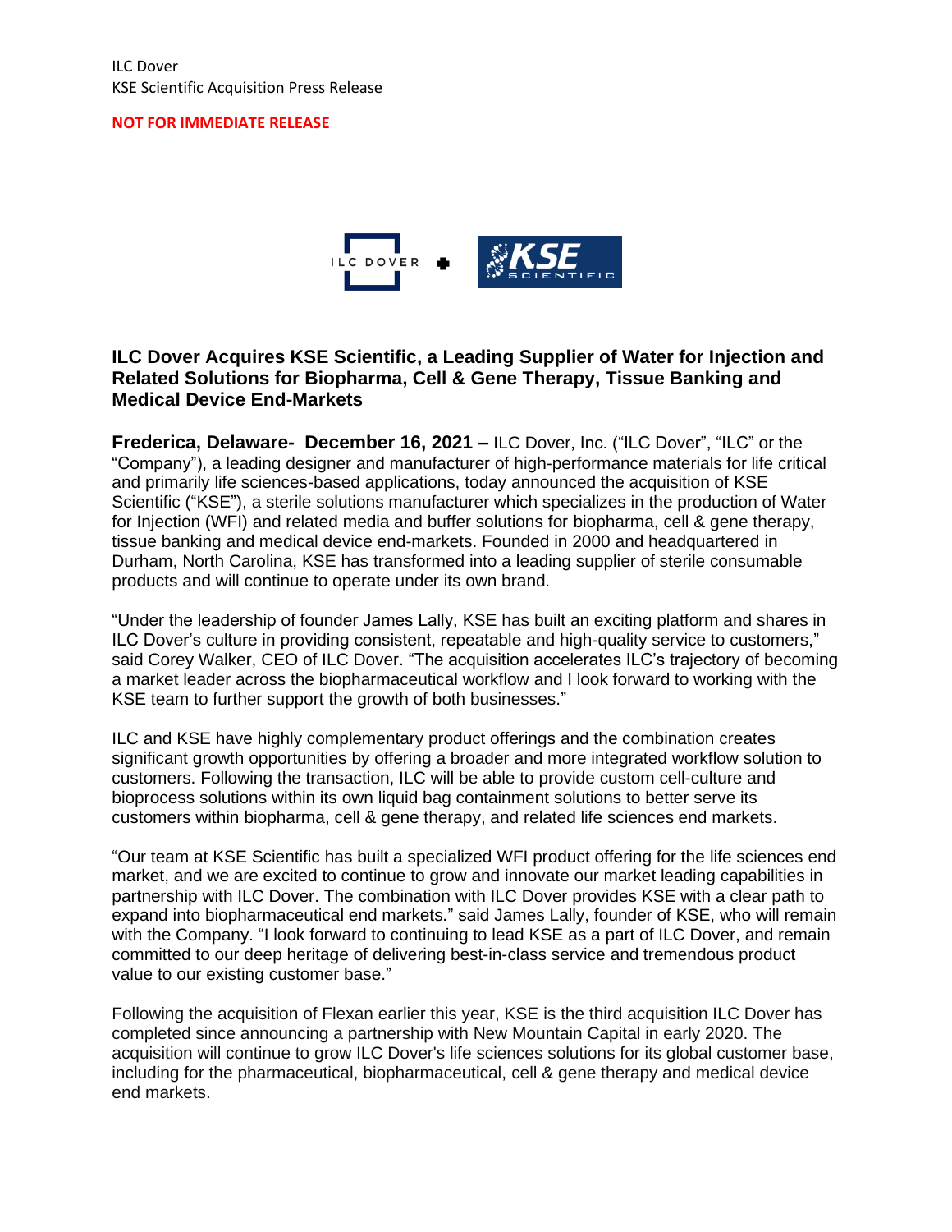ILC Dover
KSE Scientific Acquisition Press Release

**NOT FOR IMMEDIATE RELEASE**

## ILC Dover Acquires KSE Scientific, a Leading Supplier of Water for Injection and Related Solutions for Biopharma, Cell & Gene Therapy, Tissue Banking and Medical Device End-Markets

**Frederica, Delaware- December 16, 2021 –** ILC Dover, Inc. ("ILC Dover", "ILC" or the "Company"), a leading designer and manufacturer of high-performance materials for life critical and primarily life sciences-based applications, today announced the acquisition of KSE Scientific ("KSE"), a sterile solutions manufacturer which specializes in the production of Water for Injection (WFI) and related media and buffer solutions for biopharma, cell & gene therapy, tissue banking and medical device end-markets. Founded in 2000 and headquartered in Durham, North Carolina, KSE has transformed into a leading supplier of sterile consumable products and will continue to operate under its own brand.

"Under the leadership of founder James Lally, KSE has built an exciting platform and shares in ILC Dover's culture in providing consistent, repeatable and high-quality service to customers," said Corey Walker, CEO of ILC Dover. "The acquisition accelerates ILC's trajectory of becoming a market leader across the biopharmaceutical workflow and I look forward to working with the KSE team to further support the growth of both businesses."

ILC and KSE have highly complementary product offerings and the combination creates significant growth opportunities by offering a broader and more integrated workflow solution to customers. Following the transaction, ILC will be able to provide custom cell-culture and bioprocess solutions within its own liquid bag containment solutions to better serve its customers within biopharma, cell & gene therapy, and related life sciences end markets.

"Our team at KSE Scientific has built a specialized WFI product offering for the life sciences end market, and we are excited to continue to grow and innovate our market leading capabilities in partnership with ILC Dover. The combination with ILC Dover provides KSE with a clear path to expand into biopharmaceutical end markets." said James Lally, founder of KSE, who will remain with the Company. "I look forward to continuing to lead KSE as a part of ILC Dover, and remain committed to our deep heritage of delivering best-in-class service and tremendous product value to our existing customer base."

Following the acquisition of Flexan earlier this year, KSE is the third acquisition ILC Dover has completed since announcing a partnership with New Mountain Capital in early 2020. The acquisition will continue to grow ILC Dover's life sciences solutions for its global customer base, including for the pharmaceutical, biopharmaceutical, cell & gene therapy and medical device end markets.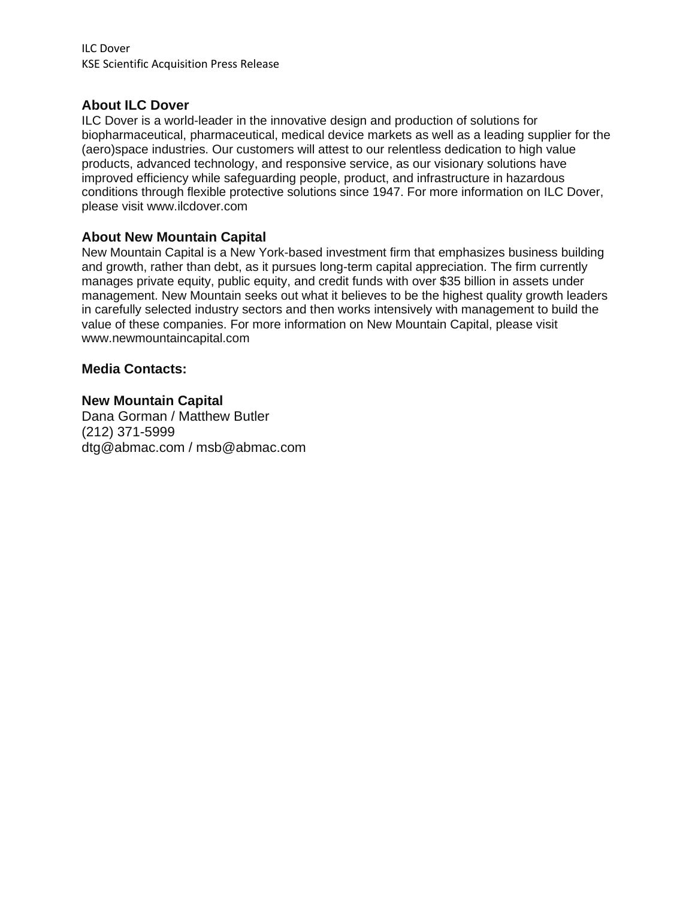## About ILC Dover

ILC Dover is a world-leader in the innovative design and production of solutions for biopharmaceutical, pharmaceutical, medical device markets as well as a leading supplier for the (aero)space industries. Our customers will attest to our relentless dedication to high value products, advanced technology, and responsive service, as our visionary solutions have improved efficiency while safeguarding people, product, and infrastructure in hazardous conditions through flexible protective solutions since 1947. For more information on ILC Dover, please visit www.ilcdover.com

## About New Mountain Capital

New Mountain Capital is a New York-based investment firm that emphasizes business building and growth, rather than debt, as it pursues long-term capital appreciation. The firm currently manages private equity, public equity, and credit funds with over $35 billion in assets under management. New Mountain seeks out what it believes to be the highest quality growth leaders in carefully selected industry sectors and then works intensively with management to build the value of these companies. For more information on New Mountain Capital, please visit www.newmountaincapital.com

## Media Contacts:

### New Mountain Capital

Dana Gorman / Matthew Butler
(212) 371-5999
dtg@abmac.com / msb@abmac.com